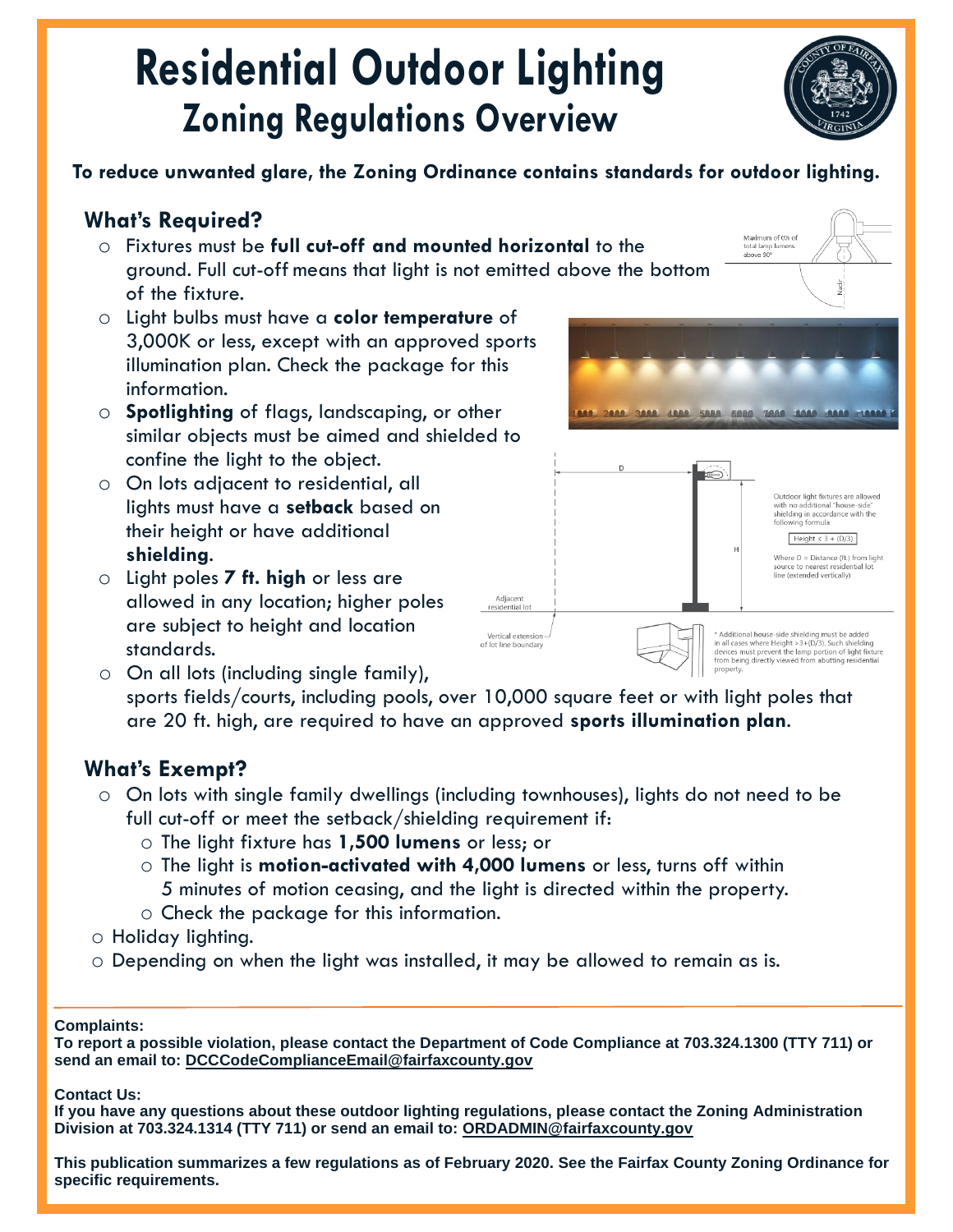# Residential Outdoor Lighting
## Zoning Regulations Overview

**To reduce unwanted glare, the Zoning Ordinance contains standards for outdoor lighting.**

### What's Required?

- Fixtures must be **full cut-off and mounted horizontal** to the ground. Full cut-off means that light is not emitted above the bottom of the fixture.
- Light bulbs must have a **color temperature** of 3,000K or less, except with an approved sports illumination plan. Check the package for this information.
- **Spotlighting** of flags, landscaping, or other similar objects must be aimed and shielded to confine the light to the object.
- On lots adjacent to residential, all lights must have a **setback** based on their height or have additional **shielding**.
- Light poles **7 ft. high** or less are allowed in any location; higher poles are subject to height and location standards.
- On all lots (including single family), sports fields/courts, including pools, over 10,000 square feet or with light poles that are 20 ft. high, are required to have an approved **sports illumination plan**.

Maximum of 0% of total lamp lumens above 90°

Outdoor light fixtures are allowed with no additional "house-side" shielding in accordance with the following formula

$\text{Height} \leq 3 + (D/3)$

Where D = Distance (ft.) from light source to nearest residential lot line (extended vertically)

\* Additional house-side shielding must be added in all cases where Height > 3+(D/3). Such shielding devices must prevent the lamp portion of light fixture from being directly viewed from abutting residential property.

### What's Exempt?

- On lots with single family dwellings (including townhouses), lights do not need to be full cut-off or meet the setback/shielding requirement if:
  - The light fixture has **1,500 lumens** or less; or
  - The light is **motion-activated with 4,000 lumens** or less, turns off within 5 minutes of motion ceasing, and the light is directed within the property.
  - Check the package for this information.
- Holiday lighting.
- Depending on when the light was installed, it may be allowed to remain as is.

---

**Complaints:**
**To report a possible violation, please contact the Department of Code Compliance at 703.324.1300 (TTY 711) or send an email to: DCCCodeComplianceEmail@fairfaxcounty.gov**

**Contact Us:**
**If you have any questions about these outdoor lighting regulations, please contact the Zoning Administration Division at 703.324.1314 (TTY 711) or send an email to: ORDADMIN@fairfaxcounty.gov**

**This publication summarizes a few regulations as of February 2020. See the Fairfax County Zoning Ordinance for specific requirements.**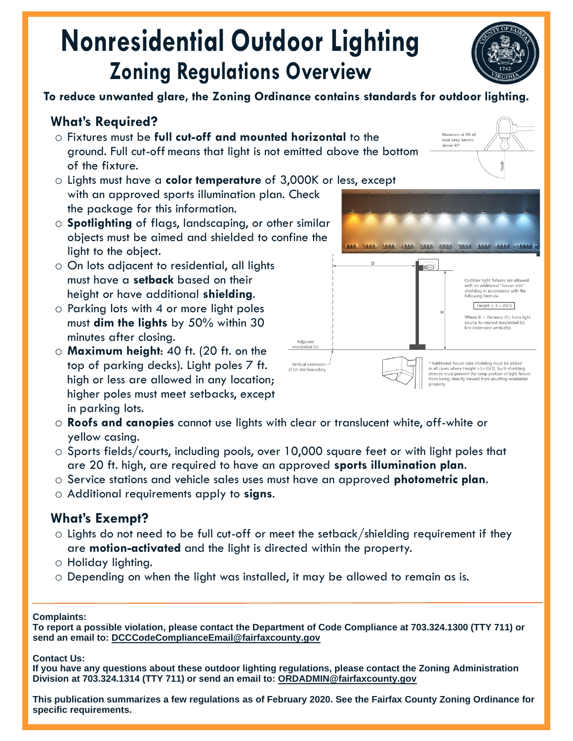# Nonresidential Outdoor Lighting

## Zoning Regulations Overview

**To reduce unwanted glare, the Zoning Ordinance contains standards for outdoor lighting.**

### What's Required?

- Fixtures must be **full cut-off and mounted horizontal** to the ground. Full cut-off means that light is not emitted above the bottom of the fixture.
- Lights must have a **color temperature** of 3,000K or less, except with an approved sports illumination plan. Check the package for this information.
- **Spotlighting** of flags, landscaping, or other similar objects must be aimed and shielded to confine the light to the object.
- On lots adjacent to residential, all lights must have a **setback** based on their height or have additional **shielding**.
- Parking lots with 4 or more light poles must **dim the lights** by 50% within 30 minutes after closing.
- **Maximum height**: 40 ft. (20 ft. on the top of parking decks). Light poles 7 ft. high or less are allowed in any location; higher poles must meet setbacks, except in parking lots.
- **Roofs and canopies** cannot use lights with clear or translucent white, off-white or yellow casing.
- Sports fields/courts, including pools, over 10,000 square feet or with light poles that are 20 ft. high, are required to have an approved **sports illumination plan**.
- Service stations and vehicle sales uses must have an approved **photometric plan**.
- Additional requirements apply to **signs**.

Maximum of 0% of total lamp lumens above 90°

Nadir

1000 2000 3000 4000 5000 6000 7000 8000 9000 10000 K

D

H

Adjacent residential lot

Vertical extension of lot line boundary

Outdoor light fixtures are allowed with no additional "house-side" shielding in accordance with the following formula

Height ≤ 3 + (D/3)

Where D = Distance (ft.) from light source to nearest residential lot line (extended vertically)

* Additional house-side shielding must be added in all cases where Height >3+(D/3). Such shielding devices must prevent the lamp portion of light fixture from being directly viewed from abutting residential property.

### What's Exempt?

- Lights do not need to be full cut-off or meet the setback/shielding requirement if they are **motion-activated** and the light is directed within the property.
- Holiday lighting.
- Depending on when the light was installed, it may be allowed to remain as is.

---

**Complaints:**

**To report a possible violation, please contact the Department of Code Compliance at 703.324.1300 (TTY 711) or send an email to: DCCCodeComplianceEmail@fairfaxcounty.gov**

**Contact Us:**

**If you have any questions about these outdoor lighting regulations, please contact the Zoning Administration Division at 703.324.1314 (TTY 711) or send an email to: ORDADMIN@fairfaxcounty.gov**

**This publication summarizes a few regulations as of February 2020. See the Fairfax County Zoning Ordinance for specific requirements.**